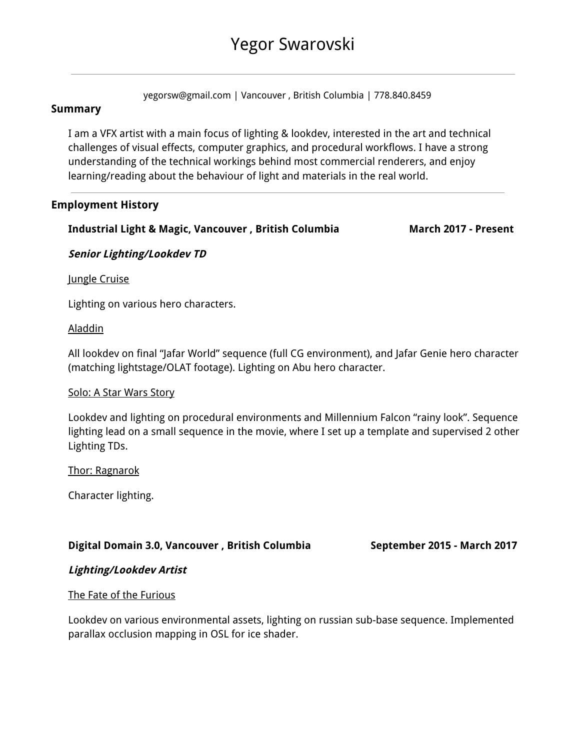# Yegor Swarovski

---

yegorsw@gmail.com | Vancouver , British Columbia | 778.840.8459

## Summary

I am a VFX artist with a main focus of lighting & lookdev, interested in the art and technical challenges of visual effects, computer graphics, and procedural workflows. I have a strong understanding of the technical workings behind most commercial renderers, and enjoy learning/reading about the behaviour of light and materials in the real world.

---

## Employment History

**Industrial Light & Magic, Vancouver , British Columbia** **March 2017 - Present**

***Senior Lighting/Lookdev TD***

<u>Jungle Cruise</u>

Lighting on various hero characters.

<u>Aladdin</u>

All lookdev on final “Jafar World” sequence (full CG environment), and Jafar Genie hero character (matching lightstage/OLAT footage). Lighting on Abu hero character.

<u>Solo: A Star Wars Story</u>

Lookdev and lighting on procedural environments and Millennium Falcon “rainy look”. Sequence lighting lead on a small sequence in the movie, where I set up a template and supervised 2 other Lighting TDs.

<u>Thor: Ragnarok</u>

Character lighting.

**Digital Domain 3.0, Vancouver , British Columbia** **September 2015 - March 2017**

***Lighting/Lookdev Artist***

<u>The Fate of the Furious</u>

Lookdev on various environmental assets, lighting on russian sub-base sequence. Implemented parallax occlusion mapping in OSL for ice shader.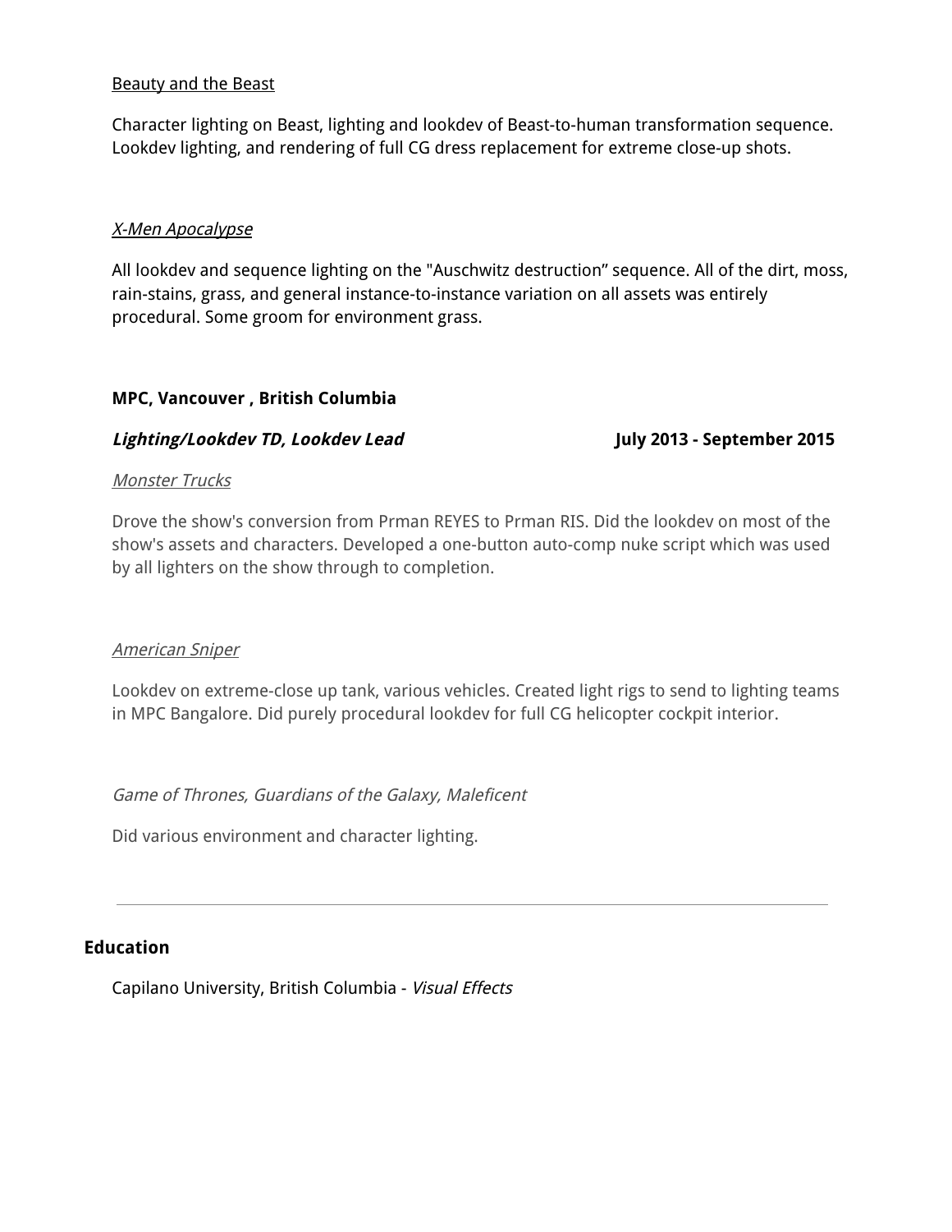Beauty and the Beast

Character lighting on Beast, lighting and lookdev of Beast-to-human transformation sequence. Lookdev lighting, and rendering of full CG dress replacement for extreme close-up shots.

*X-Men Apocalypse*

All lookdev and sequence lighting on the "Auschwitz destruction" sequence. All of the dirt, moss, rain-stains, grass, and general instance-to-instance variation on all assets was entirely procedural. Some groom for environment grass.

**MPC, Vancouver , British Columbia**

***Lighting/Lookdev TD, Lookdev Lead*** **July 2013 - September 2015**

*Monster Trucks*

Drove the show's conversion from Prman REYES to Prman RIS. Did the lookdev on most of the show's assets and characters. Developed a one-button auto-comp nuke script which was used by all lighters on the show through to completion.

*American Sniper*

Lookdev on extreme-close up tank, various vehicles. Created light rigs to send to lighting teams in MPC Bangalore. Did purely procedural lookdev for full CG helicopter cockpit interior.

*Game of Thrones, Guardians of the Galaxy, Maleficent*

Did various environment and character lighting.

---

### Education

Capilano University, British Columbia - *Visual Effects*